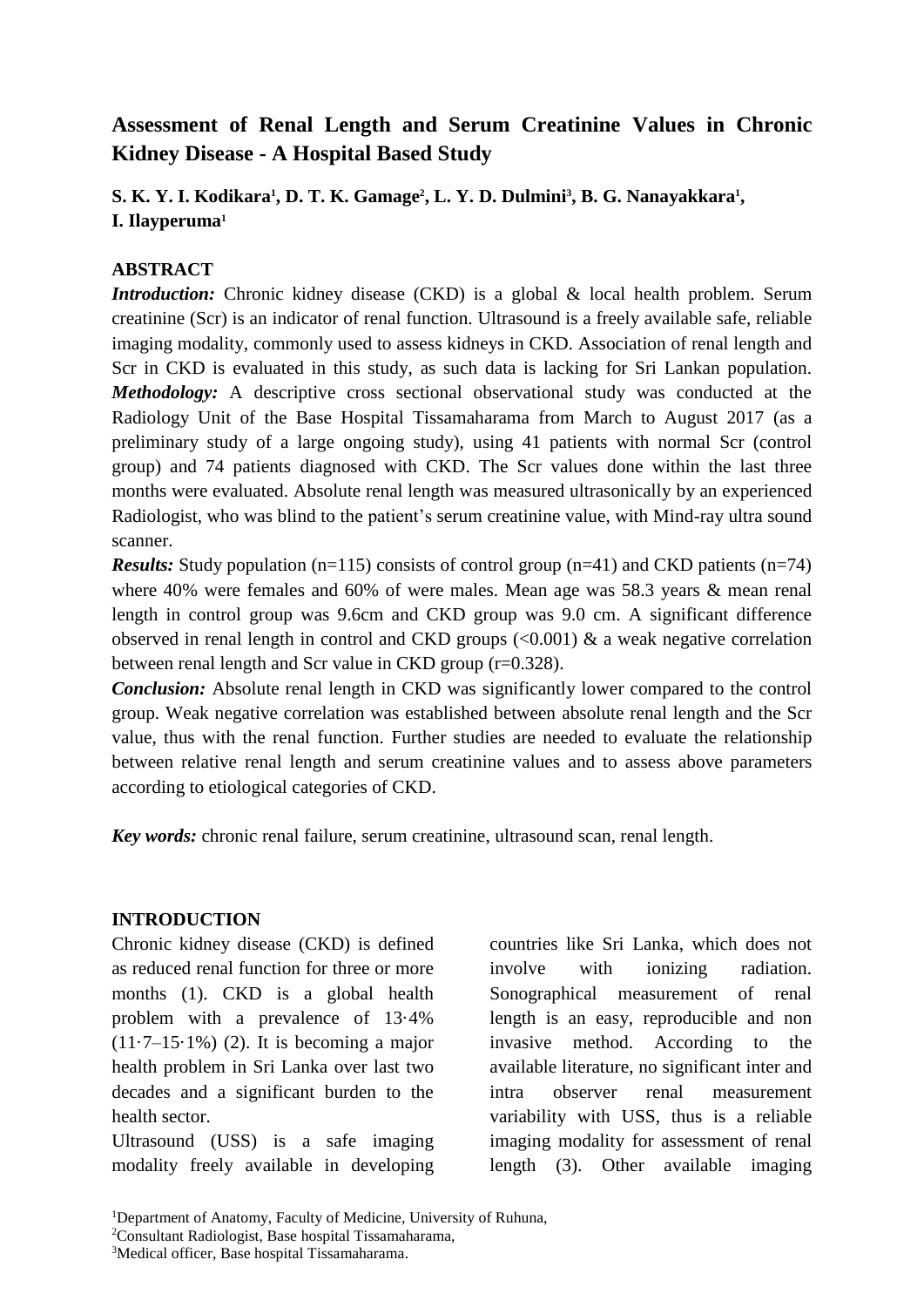# Assessment of Renal Length and Serum Creatinine Values in Chronic Kidney Disease - A Hospital Based Study

**S. K. Y. I. Kodikara[1], D. T. K. Gamage[2], L. Y. D. Dulmini[3], B. G. Nanayakkara[1], I. Ilayperuma[1]**

## ABSTRACT

***Introduction:*** Chronic kidney disease (CKD) is a global & local health problem. Serum creatinine (Scr) is an indicator of renal function. Ultrasound is a freely available safe, reliable imaging modality, commonly used to assess kidneys in CKD. Association of renal length and Scr in CKD is evaluated in this study, as such data is lacking for Sri Lankan population.

***Methodology:*** A descriptive cross sectional observational study was conducted at the Radiology Unit of the Base Hospital Tissamaharama from March to August 2017 (as a preliminary study of a large ongoing study), using 41 patients with normal Scr (control group) and 74 patients diagnosed with CKD. The Scr values done within the last three months were evaluated. Absolute renal length was measured ultrasonically by an experienced Radiologist, who was blind to the patient's serum creatinine value, with Mind-ray ultra sound scanner.

***Results:*** Study population (n=115) consists of control group (n=41) and CKD patients (n=74) where 40% were females and 60% of were males. Mean age was 58.3 years & mean renal length in control group was 9.6cm and CKD group was 9.0 cm. A significant difference observed in renal length in control and CKD groups (<0.001) & a weak negative correlation between renal length and Scr value in CKD group (r=0.328).

***Conclusion:*** Absolute renal length in CKD was significantly lower compared to the control group. Weak negative correlation was established between absolute renal length and the Scr value, thus with the renal function. Further studies are needed to evaluate the relationship between relative renal length and serum creatinine values and to assess above parameters according to etiological categories of CKD.

***Key words:*** chronic renal failure, serum creatinine, ultrasound scan, renal length.

## INTRODUCTION

Chronic kidney disease (CKD) is defined as reduced renal function for three or more months (1). CKD is a global health problem with a prevalence of 13·4% (11·7–15·1%) (2). It is becoming a major health problem in Sri Lanka over last two decades and a significant burden to the health sector.

Ultrasound (USS) is a safe imaging modality freely available in developing countries like Sri Lanka, which does not involve with ionizing radiation. Sonographical measurement of renal length is an easy, reproducible and non invasive method. According to the available literature, no significant inter and intra observer renal measurement variability with USS, thus is a reliable imaging modality for assessment of renal length (3). Other available imaging

[1]Department of Anatomy, Faculty of Medicine, University of Ruhuna,
[2]Consultant Radiologist, Base hospital Tissamaharama,
[3]Medical officer, Base hospital Tissamaharama.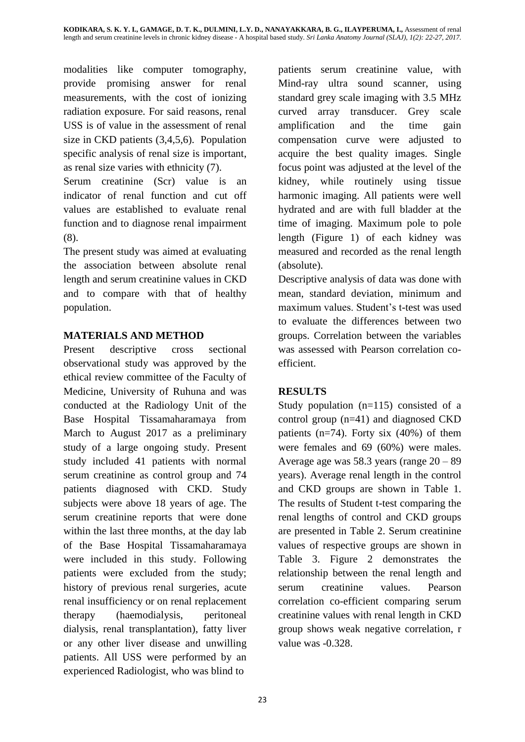modalities like computer tomography, provide promising answer for renal measurements, with the cost of ionizing radiation exposure. For said reasons, renal USS is of value in the assessment of renal size in CKD patients (3,4,5,6). Population specific analysis of renal size is important, as renal size varies with ethnicity (7).

Serum creatinine (Scr) value is an indicator of renal function and cut off values are established to evaluate renal function and to diagnose renal impairment (8).

The present study was aimed at evaluating the association between absolute renal length and serum creatinine values in CKD and to compare with that of healthy population.

## MATERIALS AND METHOD

Present descriptive cross sectional observational study was approved by the ethical review committee of the Faculty of Medicine, University of Ruhuna and was conducted at the Radiology Unit of the Base Hospital Tissamaharamaya from March to August 2017 as a preliminary study of a large ongoing study. Present study included 41 patients with normal serum creatinine as control group and 74 patients diagnosed with CKD. Study subjects were above 18 years of age. The serum creatinine reports that were done within the last three months, at the day lab of the Base Hospital Tissamaharamaya were included in this study. Following patients were excluded from the study; history of previous renal surgeries, acute renal insufficiency or on renal replacement therapy (haemodialysis, peritoneal dialysis, renal transplantation), fatty liver or any other liver disease and unwilling patients. All USS were performed by an experienced Radiologist, who was blind to patients serum creatinine value, with Mind-ray ultra sound scanner, using standard grey scale imaging with 3.5 MHz curved array transducer. Grey scale amplification and the time gain compensation curve were adjusted to acquire the best quality images. Single focus point was adjusted at the level of the kidney, while routinely using tissue harmonic imaging. All patients were well hydrated and are with full bladder at the time of imaging. Maximum pole to pole length (Figure 1) of each kidney was measured and recorded as the renal length (absolute).

Descriptive analysis of data was done with mean, standard deviation, minimum and maximum values. Student's t-test was used to evaluate the differences between two groups. Correlation between the variables was assessed with Pearson correlation co-efficient.

## RESULTS

Study population (n=115) consisted of a control group (n=41) and diagnosed CKD patients (n=74). Forty six (40%) of them were females and 69 (60%) were males. Average age was 58.3 years (range 20 – 89 years). Average renal length in the control and CKD groups are shown in Table 1. The results of Student t-test comparing the renal lengths of control and CKD groups are presented in Table 2. Serum creatinine values of respective groups are shown in Table 3. Figure 2 demonstrates the relationship between the renal length and serum creatinine values. Pearson correlation co-efficient comparing serum creatinine values with renal length in CKD group shows weak negative correlation, r value was -0.328.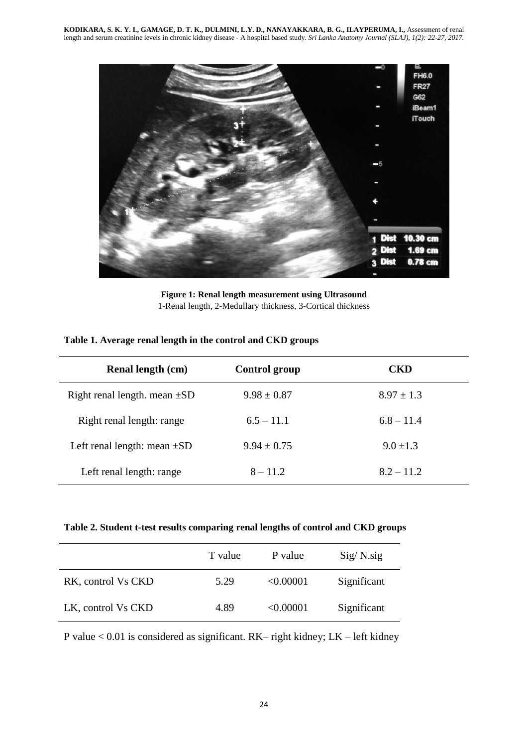**Figure 1: Renal length measurement using Ultrasound**
1-Renal length, 2-Medullary thickness, 3-Cortical thickness

**Table 1. Average renal length in the control and CKD groups**

| Renal length (cm) | Control group | CKD |
|---|---|---|
| Right renal length. mean ±SD | 9.98 ± 0.87 | 8.97 ± 1.3 |
| Right renal length: range | 6.5 – 11.1 | 6.8 – 11.4 |
| Left renal length: mean ±SD | 9.94 ± 0.75 | 9.0 ±1.3 |
| Left renal length: range | 8 – 11.2 | 8.2 – 11.2 |

**Table 2. Student t-test results comparing renal lengths of control and CKD groups**

| | T value | P value | Sig/ N.sig |
|---|---|---|---|
| RK, control Vs CKD | 5.29 | <0.00001 | Significant |
| LK, control Vs CKD | 4.89 | <0.00001 | Significant |

P value < 0.01 is considered as significant. RK– right kidney; LK – left kidney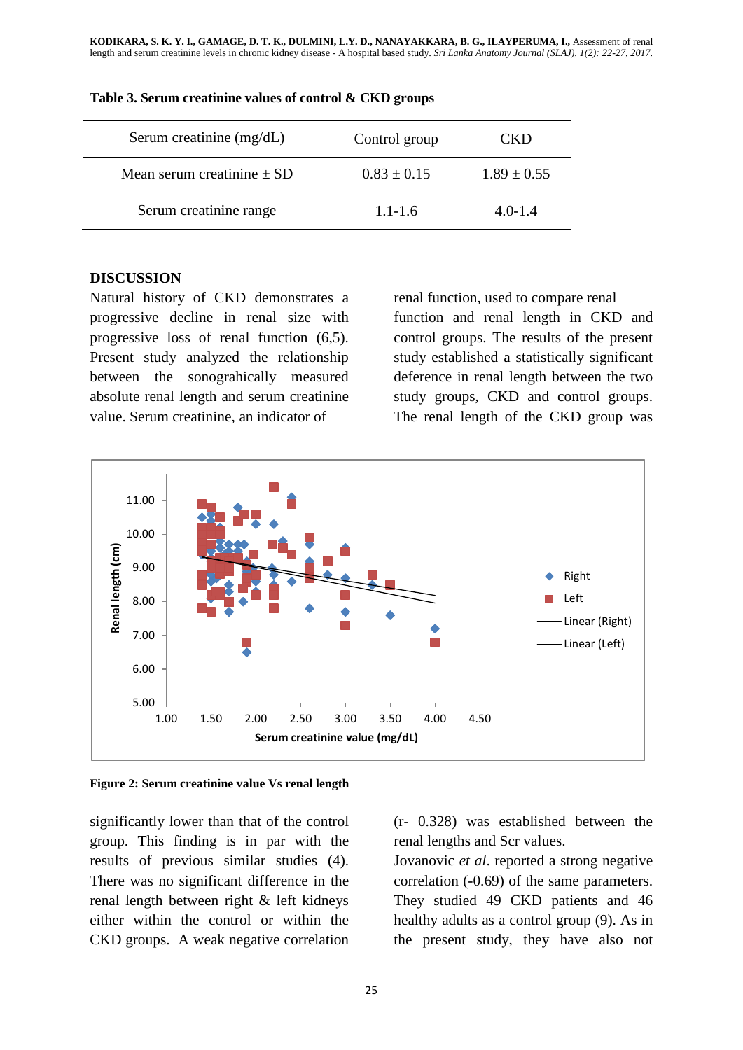**Table 3. Serum creatinine values of control & CKD groups**

| Serum creatinine (mg/dL) | Control group | CKD |
|---|---|---|
| Mean serum creatinine ± SD | 0.83 ± 0.15 | 1.89 ± 0.55 |
| Serum creatinine range | 1.1-1.6 | 4.0-1.4 |

## DISCUSSION

Natural history of CKD demonstrates a progressive decline in renal size with progressive loss of renal function (6,5). Present study analyzed the relationship between the sonograhically measured absolute renal length and serum creatinine value. Serum creatinine, an indicator of renal function, used to compare renal function and renal length in CKD and control groups. The results of the present study established a statistically significant deference in renal length between the two study groups, CKD and control groups. The renal length of the CKD group was significantly lower than that of the control group. This finding is in par with the results of previous similar studies (4). There was no significant difference in the renal length between right & left kidneys either within the control or within the CKD groups. A weak negative correlation (r- 0.328) was established between the renal lengths and Scr values.

**Figure 2: Serum creatinine value Vs renal length**

Jovanovic *et al*. reported a strong negative correlation (-0.69) of the same parameters. They studied 49 CKD patients and 46 healthy adults as a control group (9). As in the present study, they have also not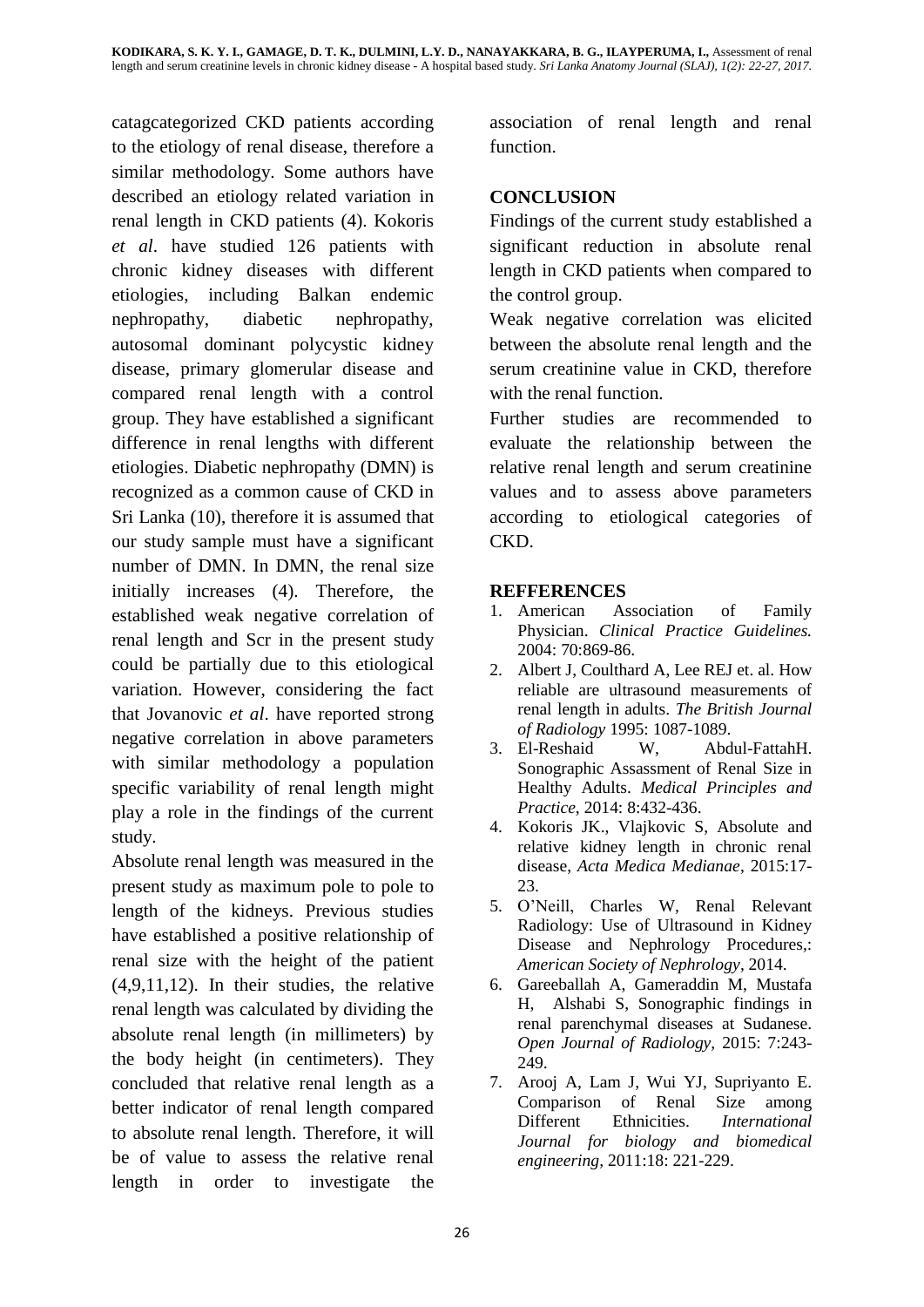catagcategorized CKD patients according to the etiology of renal disease, therefore a similar methodology. Some authors have described an etiology related variation in renal length in CKD patients (4). Kokoris *et al*. have studied 126 patients with chronic kidney diseases with different etiologies, including Balkan endemic nephropathy, diabetic nephropathy, autosomal dominant polycystic kidney disease, primary glomerular disease and compared renal length with a control group. They have established a significant difference in renal lengths with different etiologies. Diabetic nephropathy (DMN) is recognized as a common cause of CKD in Sri Lanka (10), therefore it is assumed that our study sample must have a significant number of DMN. In DMN, the renal size initially increases (4). Therefore, the established weak negative correlation of renal length and Scr in the present study could be partially due to this etiological variation. However, considering the fact that Jovanovic *et al*. have reported strong negative correlation in above parameters with similar methodology a population specific variability of renal length might play a role in the findings of the current study.

Absolute renal length was measured in the present study as maximum pole to pole to length of the kidneys. Previous studies have established a positive relationship of renal size with the height of the patient (4,9,11,12). In their studies, the relative renal length was calculated by dividing the absolute renal length (in millimeters) by the body height (in centimeters). They concluded that relative renal length as a better indicator of renal length compared to absolute renal length. Therefore, it will be of value to assess the relative renal length in order to investigate the association of renal length and renal function.

## CONCLUSION

Findings of the current study established a significant reduction in absolute renal length in CKD patients when compared to the control group.

Weak negative correlation was elicited between the absolute renal length and the serum creatinine value in CKD, therefore with the renal function.

Further studies are recommended to evaluate the relationship between the relative renal length and serum creatinine values and to assess above parameters according to etiological categories of CKD.

## REFFERENCES

1. American Association of Family Physician. *Clinical Practice Guidelines.* 2004: 70:869-86.
2. Albert J, Coulthard A, Lee REJ et. al. How reliable are ultrasound measurements of renal length in adults. *The British Journal of Radiology* 1995: 1087-1089.
3. El-Reshaid W, Abdul-FattahH. Sonographic Assassment of Renal Size in Healthy Adults. *Medical Principles and Practice*, 2014: 8:432-436.
4. Kokoris JK., Vlajkovic S, Absolute and relative kidney length in chronic renal disease, *Acta Medica Medianae*, 2015:17-23.
5. O'Neill, Charles W, Renal Relevant Radiology: Use of Ultrasound in Kidney Disease and Nephrology Procedures,: *American Society of Nephrology*, 2014.
6. Gareeballah A, Gameraddin M, Mustafa H, Alshabi S, Sonographic findings in renal parenchymal diseases at Sudanese. *Open Journal of Radiology,* 2015: 7:243-249.
7. Arooj A, Lam J, Wui YJ, Supriyanto E. Comparison of Renal Size among Different Ethnicities. *International Journal for biology and biomedical engineering,* 2011:18: 221-229.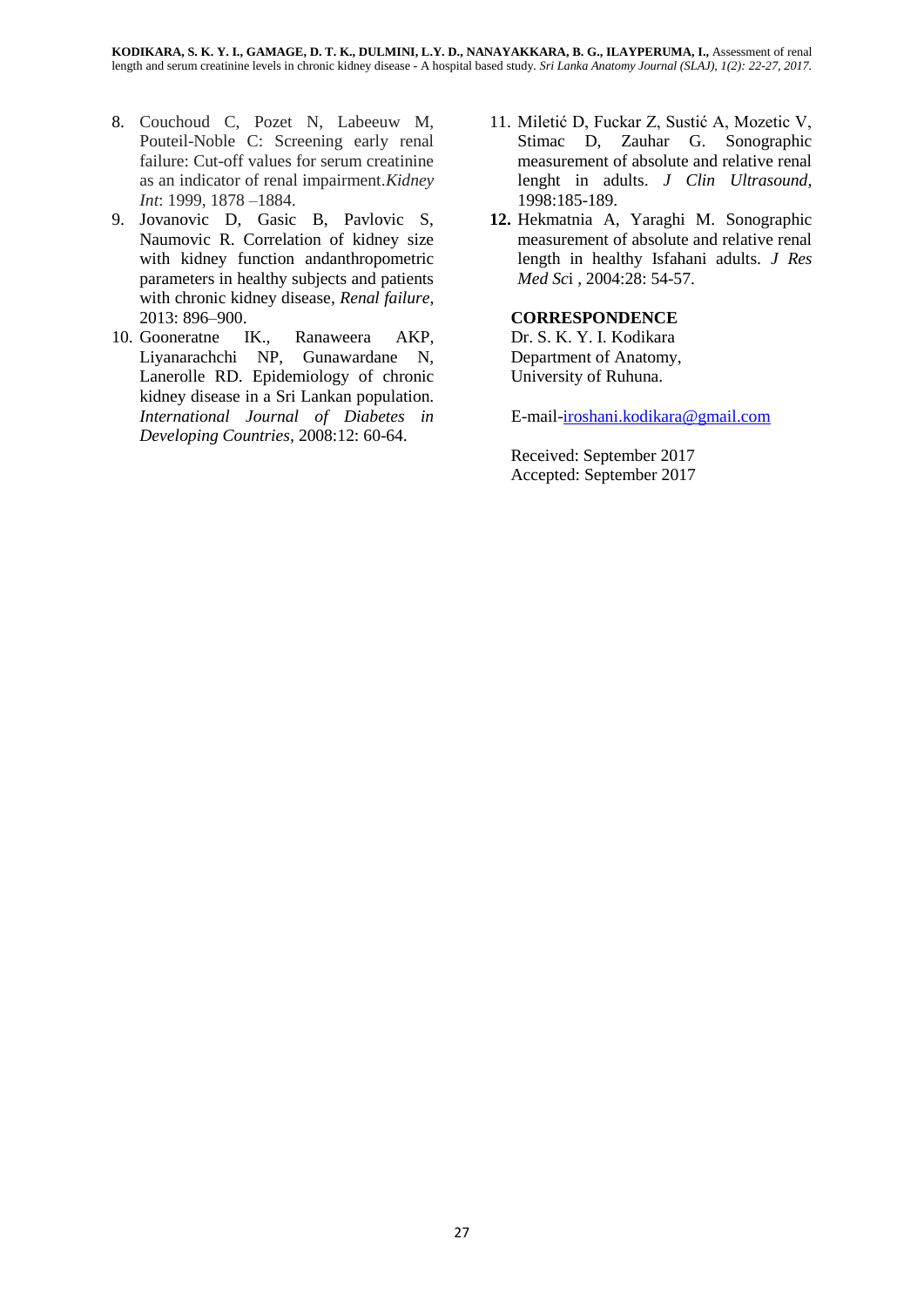8. Couchoud C, Pozet N, Labeeuw M, Pouteil-Noble C: Screening early renal failure: Cut-off values for serum creatinine as an indicator of renal impairment.*Kidney Int*: 1999, 1878 –1884.
9. Jovanovic D, Gasic B, Pavlovic S, Naumovic R. Correlation of kidney size with kidney function andanthropometric parameters in healthy subjects and patients with chronic kidney disease, *Renal failure*, 2013: 896–900.
10. Gooneratne IK., Ranaweera AKP, Liyanarachchi NP, Gunawardane N, Lanerolle RD. Epidemiology of chronic kidney disease in a Sri Lankan population. *International Journal of Diabetes in Developing Countries*, 2008:12: 60-64.
11. Miletić D, Fuckar Z, Sustić A, Mozetic V, Stimac D, Zauhar G. Sonographic measurement of absolute and relative renal lenght in adults. *J Clin Ultrasound*, 1998:185-189.
12. Hekmatnia A, Yaraghi M. Sonographic measurement of absolute and relative renal length in healthy Isfahani adults. *J Res Med Sc*i , 2004:28: 54-57.

**CORRESPONDENCE**

Dr. S. K. Y. I. Kodikara
Department of Anatomy,
University of Ruhuna.

E-mail-iroshani.kodikara@gmail.com

Received: September 2017
Accepted: September 2017